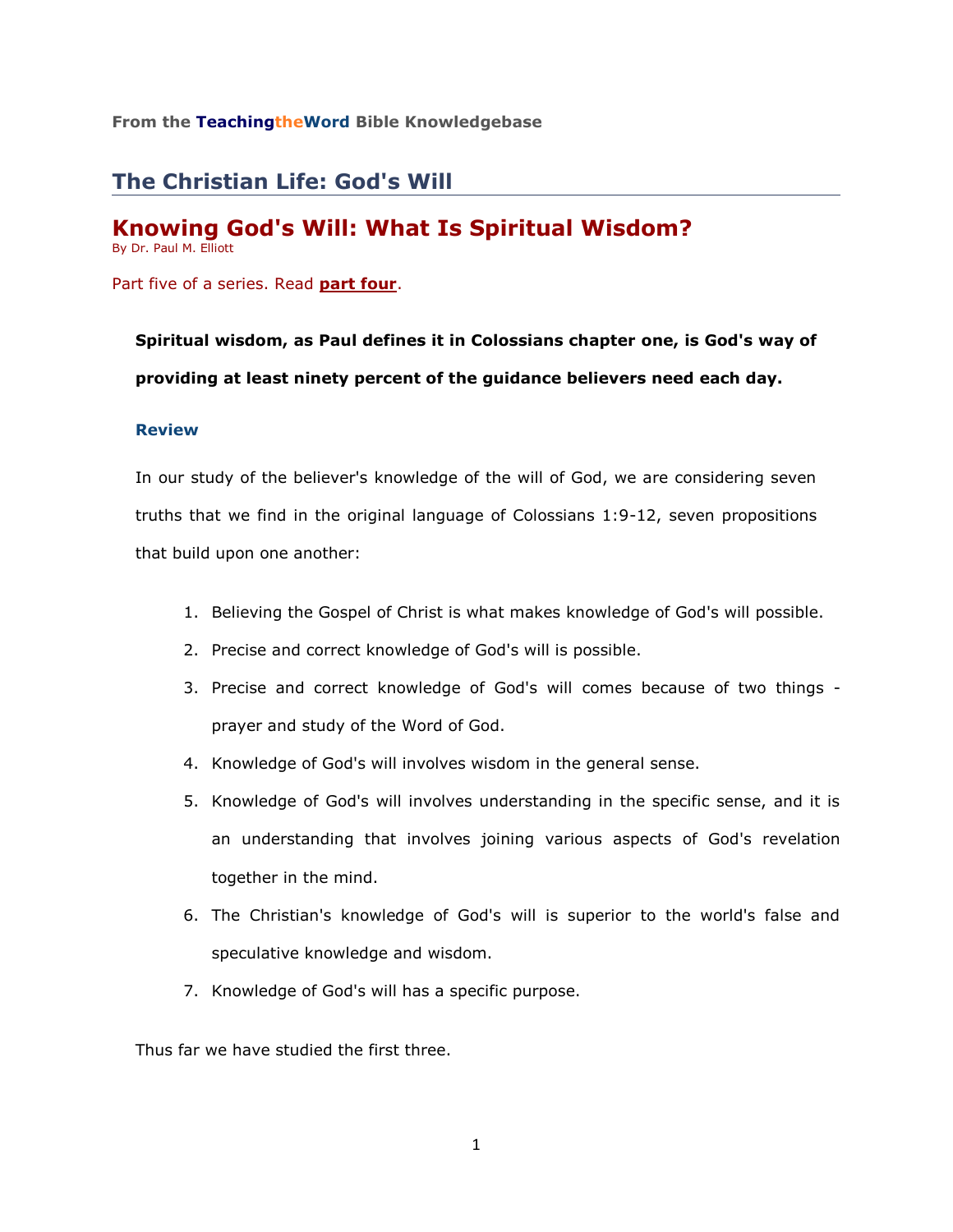From the **TeachingtheWord** Bible Knowledgebase

## The Christian Life: God's Will

# Knowing God's Will: What Is Spiritual Wisdom?

By Dr. Paul M. Elliott

Part five of a series. Read **part four**.

**Spiritual wisdom, as Paul defines it in Colossians chapter one, is God's way of providing at least ninety percent of the guidance believers need each day.**

### Review

In our study of the believer's knowledge of the will of God, we are considering seven truths that we find in the original language of Colossians 1:9-12, seven propositions that build upon one another:

1. Believing the Gospel of Christ is what makes knowledge of God's will possible.
2. Precise and correct knowledge of God's will is possible.
3. Precise and correct knowledge of God's will comes because of two things - prayer and study of the Word of God.
4. Knowledge of God's will involves wisdom in the general sense.
5. Knowledge of God's will involves understanding in the specific sense, and it is an understanding that involves joining various aspects of God's revelation together in the mind.
6. The Christian's knowledge of God's will is superior to the world's false and speculative knowledge and wisdom.
7. Knowledge of God's will has a specific purpose.

Thus far we have studied the first three.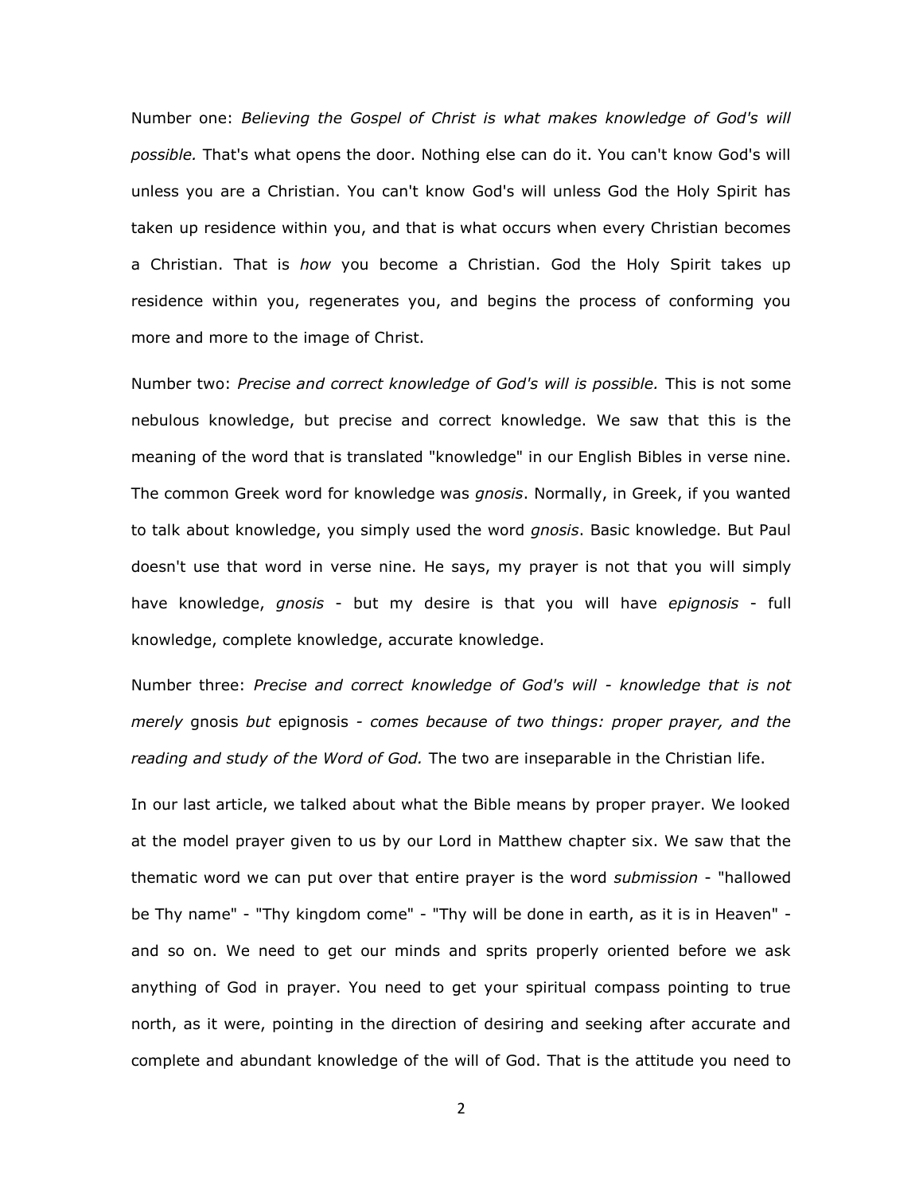Number one: *Believing the Gospel of Christ is what makes knowledge of God's will possible.* That's what opens the door. Nothing else can do it. You can't know God's will unless you are a Christian. You can't know God's will unless God the Holy Spirit has taken up residence within you, and that is what occurs when every Christian becomes a Christian. That is *how* you become a Christian. God the Holy Spirit takes up residence within you, regenerates you, and begins the process of conforming you more and more to the image of Christ.

Number two: *Precise and correct knowledge of God's will is possible.* This is not some nebulous knowledge, but precise and correct knowledge. We saw that this is the meaning of the word that is translated "knowledge" in our English Bibles in verse nine. The common Greek word for knowledge was *gnosis*. Normally, in Greek, if you wanted to talk about knowledge, you simply used the word *gnosis*. Basic knowledge. But Paul doesn't use that word in verse nine. He says, my prayer is not that you will simply have knowledge, *gnosis* - but my desire is that you will have *epignosis* - full knowledge, complete knowledge, accurate knowledge.

Number three: *Precise and correct knowledge of God's will - knowledge that is not merely* gnosis *but* epignosis *- comes because of two things: proper prayer, and the reading and study of the Word of God.* The two are inseparable in the Christian life.

In our last article, we talked about what the Bible means by proper prayer. We looked at the model prayer given to us by our Lord in Matthew chapter six. We saw that the thematic word we can put over that entire prayer is the word *submission* - "hallowed be Thy name" - "Thy kingdom come" - "Thy will be done in earth, as it is in Heaven" - and so on. We need to get our minds and sprits properly oriented before we ask anything of God in prayer. You need to get your spiritual compass pointing to true north, as it were, pointing in the direction of desiring and seeking after accurate and complete and abundant knowledge of the will of God. That is the attitude you need to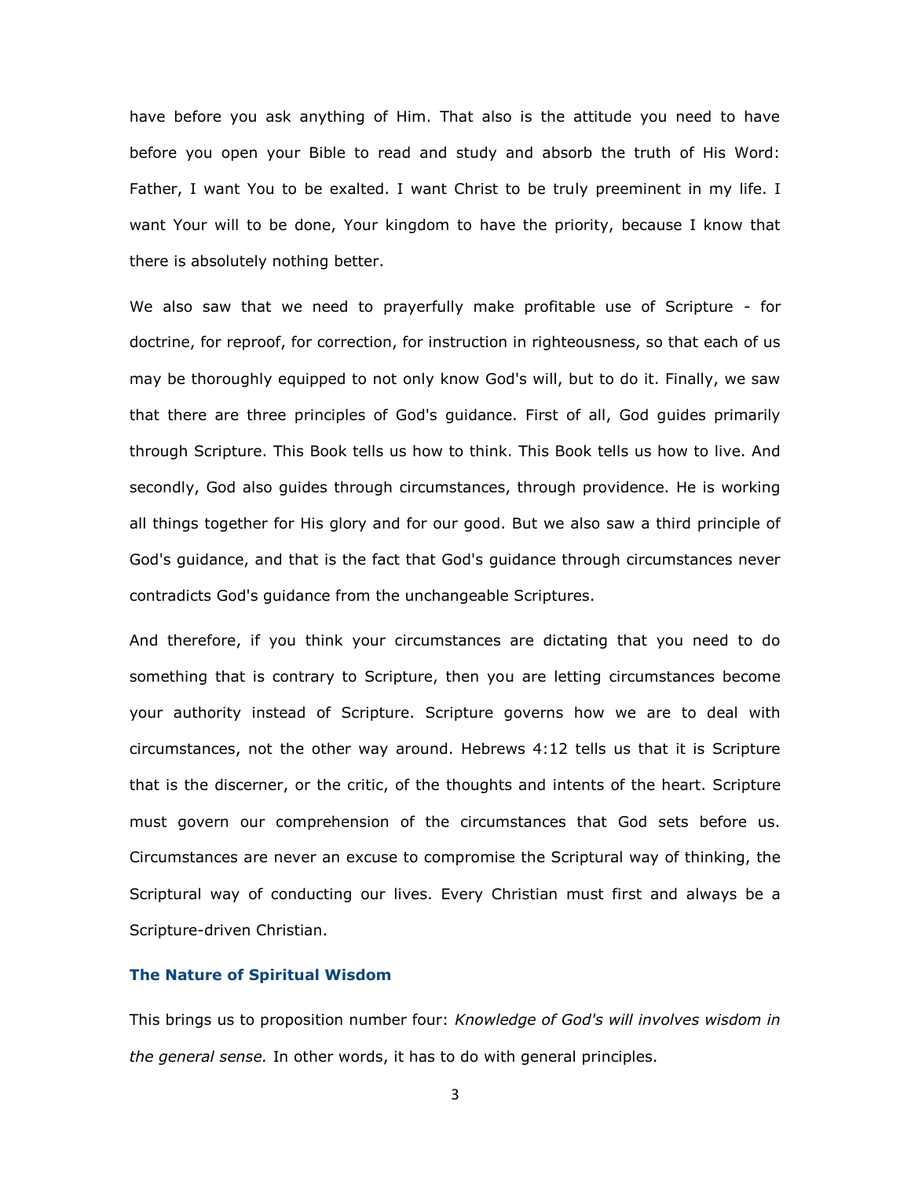have before you ask anything of Him. That also is the attitude you need to have before you open your Bible to read and study and absorb the truth of His Word: Father, I want You to be exalted. I want Christ to be truly preeminent in my life. I want Your will to be done, Your kingdom to have the priority, because I know that there is absolutely nothing better.

We also saw that we need to prayerfully make profitable use of Scripture - for doctrine, for reproof, for correction, for instruction in righteousness, so that each of us may be thoroughly equipped to not only know God's will, but to do it. Finally, we saw that there are three principles of God's guidance. First of all, God guides primarily through Scripture. This Book tells us how to think. This Book tells us how to live. And secondly, God also guides through circumstances, through providence. He is working all things together for His glory and for our good. But we also saw a third principle of God's guidance, and that is the fact that God's guidance through circumstances never contradicts God's guidance from the unchangeable Scriptures.

And therefore, if you think your circumstances are dictating that you need to do something that is contrary to Scripture, then you are letting circumstances become your authority instead of Scripture. Scripture governs how we are to deal with circumstances, not the other way around. Hebrews 4:12 tells us that it is Scripture that is the discerner, or the critic, of the thoughts and intents of the heart. Scripture must govern our comprehension of the circumstances that God sets before us. Circumstances are never an excuse to compromise the Scriptural way of thinking, the Scriptural way of conducting our lives. Every Christian must first and always be a Scripture-driven Christian.

### The Nature of Spiritual Wisdom

This brings us to proposition number four: *Knowledge of God's will involves wisdom in the general sense.* In other words, it has to do with general principles.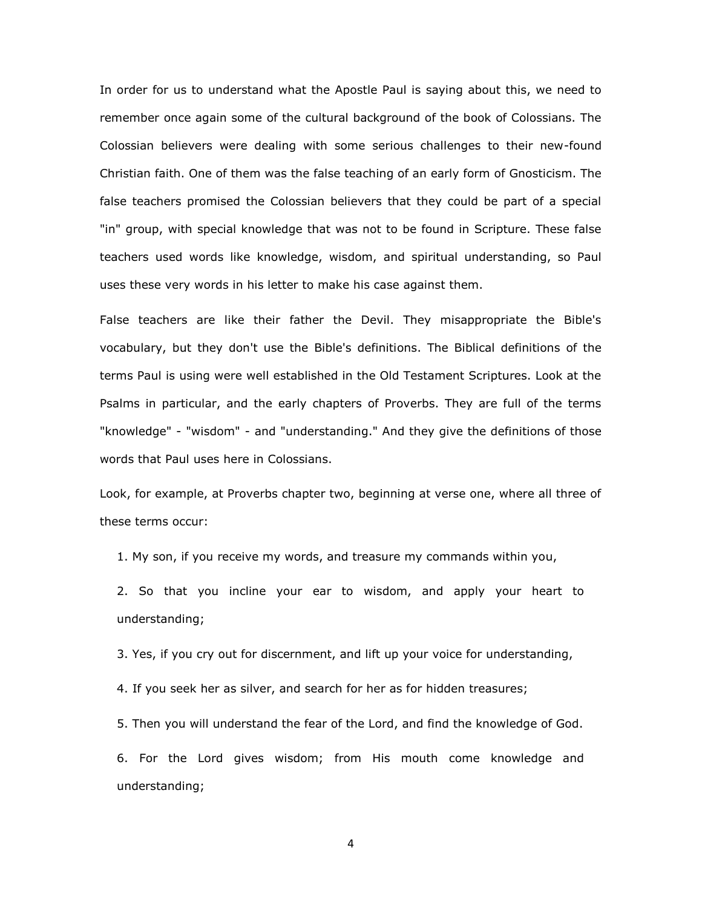In order for us to understand what the Apostle Paul is saying about this, we need to remember once again some of the cultural background of the book of Colossians. The Colossian believers were dealing with some serious challenges to their new-found Christian faith. One of them was the false teaching of an early form of Gnosticism. The false teachers promised the Colossian believers that they could be part of a special "in" group, with special knowledge that was not to be found in Scripture. These false teachers used words like knowledge, wisdom, and spiritual understanding, so Paul uses these very words in his letter to make his case against them.

False teachers are like their father the Devil. They misappropriate the Bible's vocabulary, but they don't use the Bible's definitions. The Biblical definitions of the terms Paul is using were well established in the Old Testament Scriptures. Look at the Psalms in particular, and the early chapters of Proverbs. They are full of the terms "knowledge" - "wisdom" - and "understanding." And they give the definitions of those words that Paul uses here in Colossians.

Look, for example, at Proverbs chapter two, beginning at verse one, where all three of these terms occur:

1. My son, if you receive my words, and treasure my commands within you,
2. So that you incline your ear to wisdom, and apply your heart to understanding;
3. Yes, if you cry out for discernment, and lift up your voice for understanding,
4. If you seek her as silver, and search for her as for hidden treasures;
5. Then you will understand the fear of the Lord, and find the knowledge of God.
6. For the Lord gives wisdom; from His mouth come knowledge and understanding;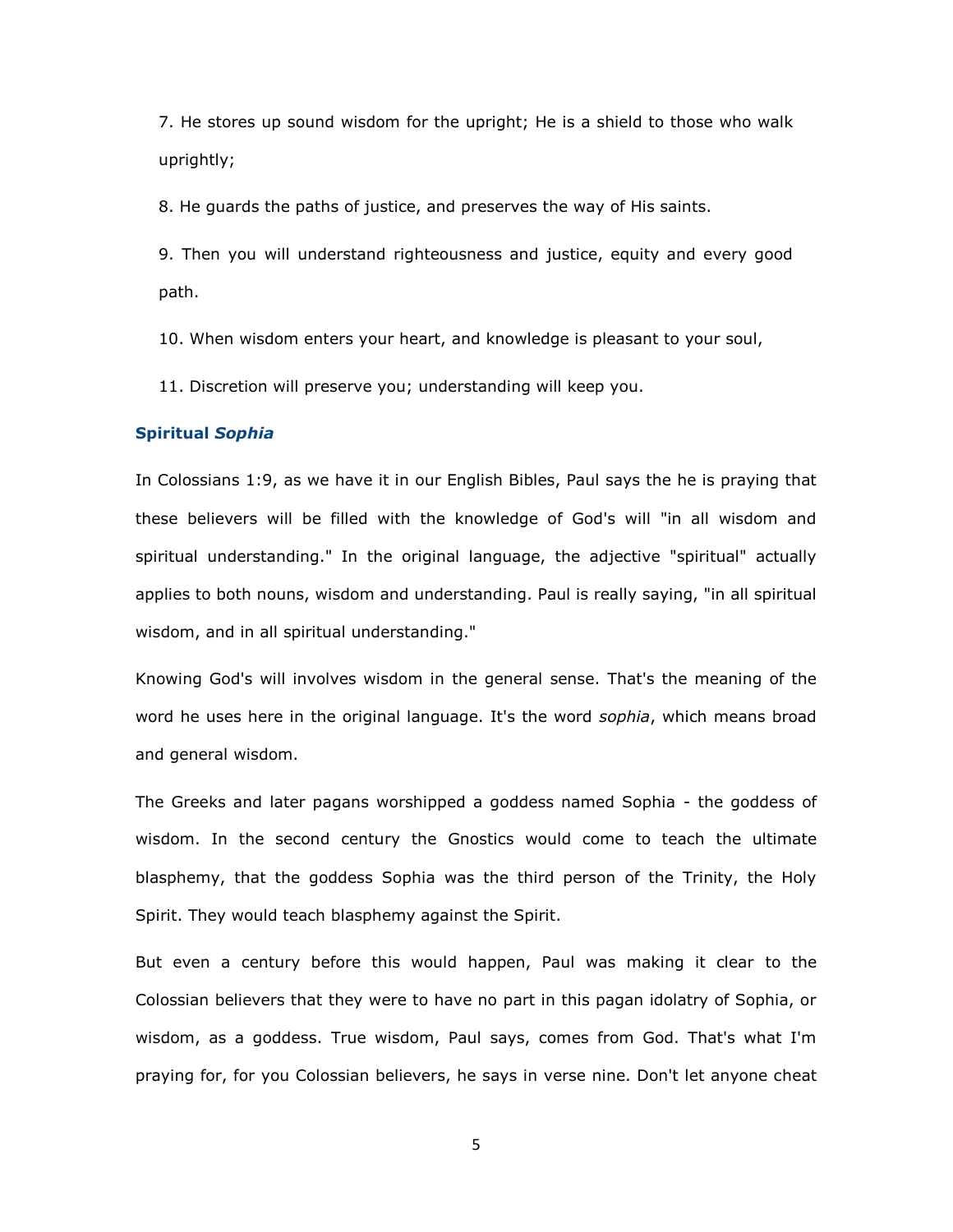7. He stores up sound wisdom for the upright; He is a shield to those who walk uprightly;

8. He guards the paths of justice, and preserves the way of His saints.

9. Then you will understand righteousness and justice, equity and every good path.

10. When wisdom enters your heart, and knowledge is pleasant to your soul,

11. Discretion will preserve you; understanding will keep you.

### Spiritual *Sophia*

In Colossians 1:9, as we have it in our English Bibles, Paul says the he is praying that these believers will be filled with the knowledge of God's will "in all wisdom and spiritual understanding." In the original language, the adjective "spiritual" actually applies to both nouns, wisdom and understanding. Paul is really saying, "in all spiritual wisdom, and in all spiritual understanding."

Knowing God's will involves wisdom in the general sense. That's the meaning of the word he uses here in the original language. It's the word *sophia*, which means broad and general wisdom.

The Greeks and later pagans worshipped a goddess named Sophia - the goddess of wisdom. In the second century the Gnostics would come to teach the ultimate blasphemy, that the goddess Sophia was the third person of the Trinity, the Holy Spirit. They would teach blasphemy against the Spirit.

But even a century before this would happen, Paul was making it clear to the Colossian believers that they were to have no part in this pagan idolatry of Sophia, or wisdom, as a goddess. True wisdom, Paul says, comes from God. That's what I'm praying for, for you Colossian believers, he says in verse nine. Don't let anyone cheat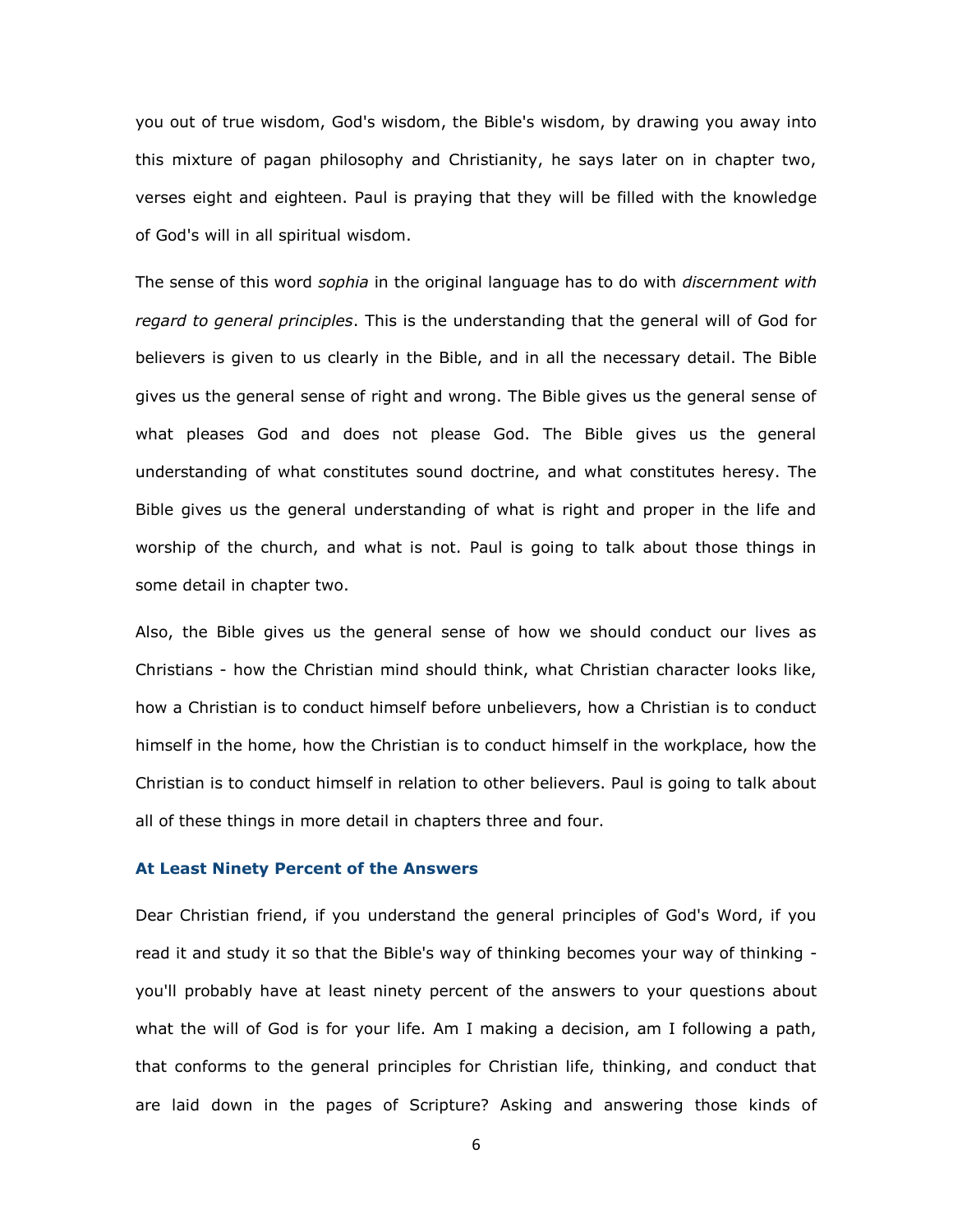you out of true wisdom, God's wisdom, the Bible's wisdom, by drawing you away into this mixture of pagan philosophy and Christianity, he says later on in chapter two, verses eight and eighteen. Paul is praying that they will be filled with the knowledge of God's will in all spiritual wisdom.

The sense of this word *sophia* in the original language has to do with *discernment with regard to general principles*. This is the understanding that the general will of God for believers is given to us clearly in the Bible, and in all the necessary detail. The Bible gives us the general sense of right and wrong. The Bible gives us the general sense of what pleases God and does not please God. The Bible gives us the general understanding of what constitutes sound doctrine, and what constitutes heresy. The Bible gives us the general understanding of what is right and proper in the life and worship of the church, and what is not. Paul is going to talk about those things in some detail in chapter two.

Also, the Bible gives us the general sense of how we should conduct our lives as Christians - how the Christian mind should think, what Christian character looks like, how a Christian is to conduct himself before unbelievers, how a Christian is to conduct himself in the home, how the Christian is to conduct himself in the workplace, how the Christian is to conduct himself in relation to other believers. Paul is going to talk about all of these things in more detail in chapters three and four.

### At Least Ninety Percent of the Answers

Dear Christian friend, if you understand the general principles of God's Word, if you read it and study it so that the Bible's way of thinking becomes your way of thinking - you'll probably have at least ninety percent of the answers to your questions about what the will of God is for your life. Am I making a decision, am I following a path, that conforms to the general principles for Christian life, thinking, and conduct that are laid down in the pages of Scripture? Asking and answering those kinds of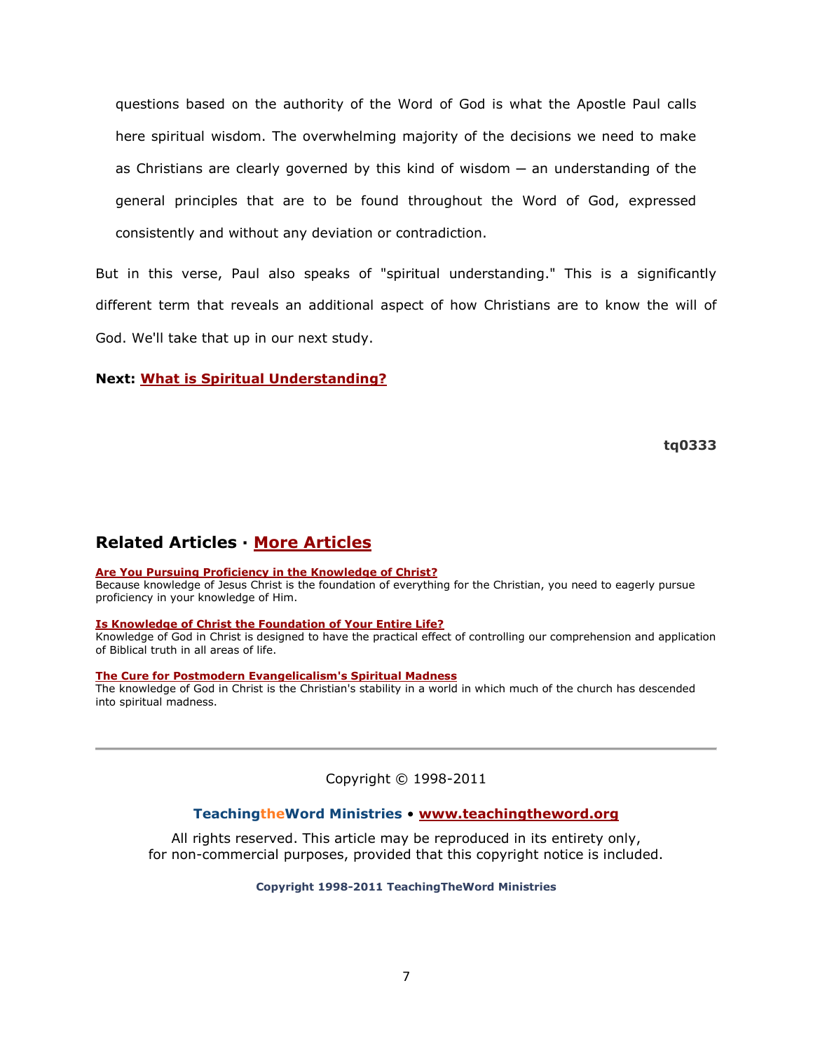questions based on the authority of the Word of God is what the Apostle Paul calls here spiritual wisdom. The overwhelming majority of the decisions we need to make as Christians are clearly governed by this kind of wisdom — an understanding of the general principles that are to be found throughout the Word of God, expressed consistently and without any deviation or contradiction.

But in this verse, Paul also speaks of "spiritual understanding." This is a significantly different term that reveals an additional aspect of how Christians are to know the will of God. We'll take that up in our next study.

**Next: What is Spiritual Understanding?**

**tq0333**

## Related Articles · More Articles

**Are You Pursuing Proficiency in the Knowledge of Christ?**
Because knowledge of Jesus Christ is the foundation of everything for the Christian, you need to eagerly pursue proficiency in your knowledge of Him.

**Is Knowledge of Christ the Foundation of Your Entire Life?**
Knowledge of God in Christ is designed to have the practical effect of controlling our comprehension and application of Biblical truth in all areas of life.

**The Cure for Postmodern Evangelicalism's Spiritual Madness**
The knowledge of God in Christ is the Christian's stability in a world in which much of the church has descended into spiritual madness.

---

Copyright © 1998-2011

**TeachingtheWord Ministries** • **www.teachingtheword.org**

All rights reserved. This article may be reproduced in its entirety only, for non-commercial purposes, provided that this copyright notice is included.

**Copyright 1998-2011 TeachingTheWord Ministries**